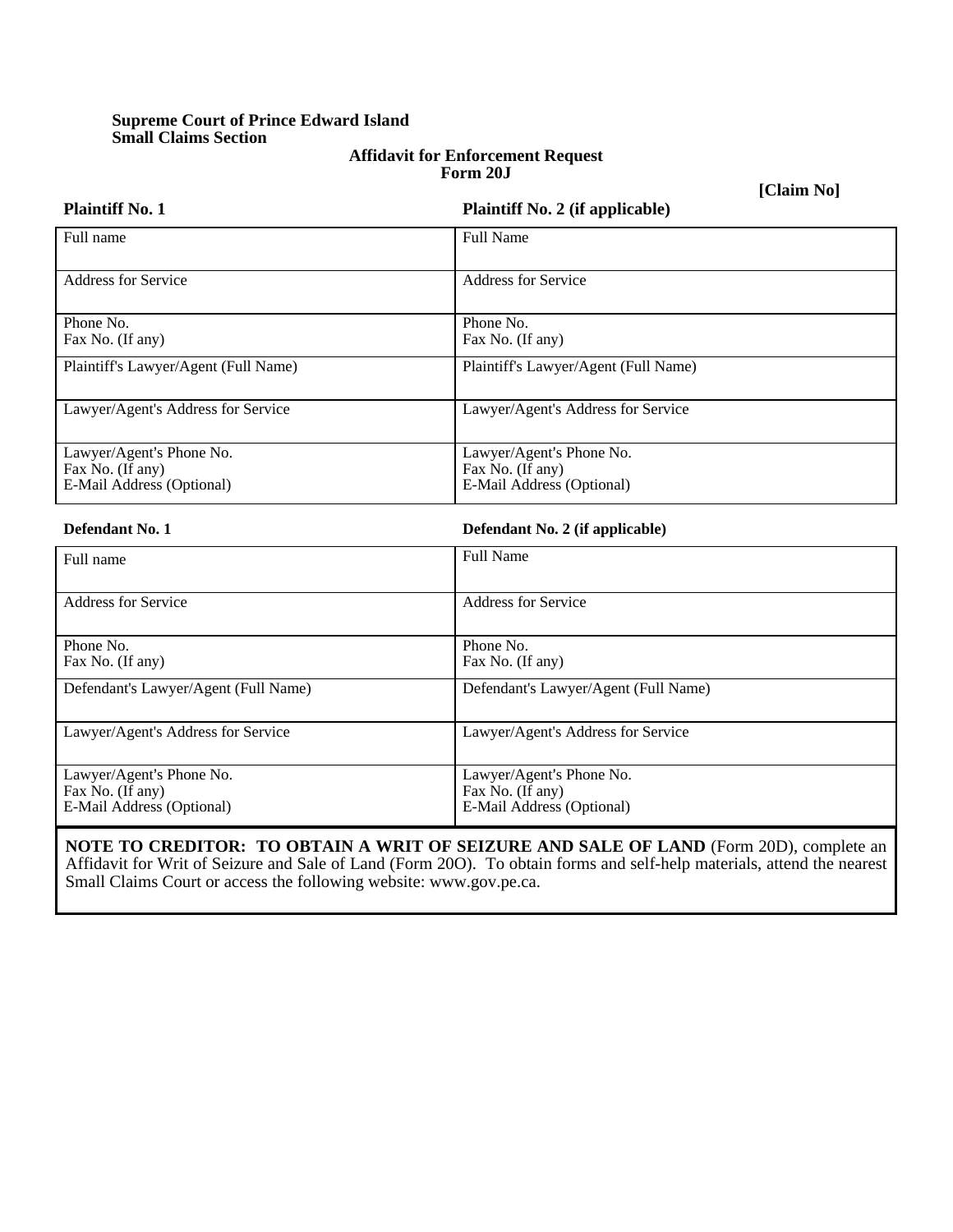**Supreme Court of Prince Edward Island**
**Small Claims Section**

**Affidavit for Enforcement Request**
**Form 20J**

**[Claim No]**

| **Plaintiff No. 1** | **Plaintiff No. 2 (if applicable)** |
|---|---|
| Full name | Full Name |
| Address for Service | Address for Service |
| Phone No.<br>Fax No. (If any) | Phone No.<br>Fax No. (If any) |
| Plaintiff's Lawyer/Agent (Full Name) | Plaintiff's Lawyer/Agent (Full Name) |
| Lawyer/Agent's Address for Service | Lawyer/Agent's Address for Service |
| Lawyer/Agent's Phone No.<br>Fax No. (If any)<br>E-Mail Address (Optional) | Lawyer/Agent's Phone No.<br>Fax No. (If any)<br>E-Mail Address (Optional) |

| **Defendant No. 1** | **Defendant No. 2 (if applicable)** |
|---|---|
| Full name | Full Name |
| Address for Service | Address for Service |
| Phone No.<br>Fax No. (If any) | Phone No.<br>Fax No. (If any) |
| Defendant's Lawyer/Agent (Full Name) | Defendant's Lawyer/Agent (Full Name) |
| Lawyer/Agent's Address for Service | Lawyer/Agent's Address for Service |
| Lawyer/Agent's Phone No.<br>Fax No. (If any)<br>E-Mail Address (Optional) | Lawyer/Agent's Phone No.<br>Fax No. (If any)<br>E-Mail Address (Optional) |

**NOTE TO CREDITOR: TO OBTAIN A WRIT OF SEIZURE AND SALE OF LAND** (Form 20D), complete an Affidavit for Writ of Seizure and Sale of Land (Form 20O). To obtain forms and self-help materials, attend the nearest Small Claims Court or access the following website: www.gov.pe.ca.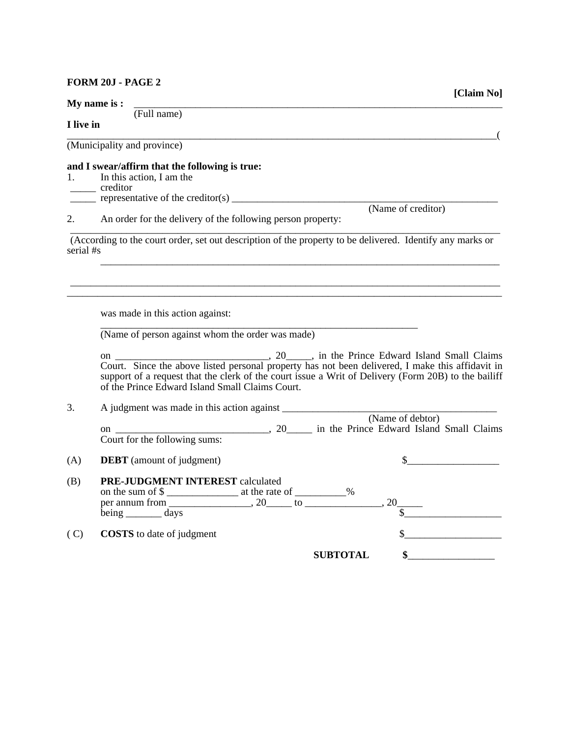**FORM 20J - PAGE 2**

**[Claim No]**

**My name is :** ________________________________________________________________________
(Full name)

**I live in**
______________________________________________________________________________________(
(Municipality and province)

**and I swear/affirm that the following is true:**

1. In this action, I am the
_____ creditor
_____ representative of the creditor(s) _______________________________________________________
(Name of creditor)

2. An order for the delivery of the following person property:
______________________________________________________________________________________
(According to the court order, set out description of the property to be delivered. Identify any marks or serial #s
______________________________________________________________________________________

______________________________________________________________________________________
______________________________________________________________________________________

was made in this action against:
______________________________________________________________
(Name of person against whom the order was made)

on ______________________________, 20_____, in the Prince Edward Island Small Claims Court. Since the above listed personal property has not been delivered, I make this affidavit in support of a request that the clerk of the court issue a Writ of Delivery (Form 20B) to the bailiff of the Prince Edward Island Small Claims Court.

3. A judgment was made in this action against ___________________________________________
(Name of debtor)
on ______________________________, 20_____ in the Prince Edward Island Small Claims Court for the following sums:

(A) **DEBT** (amount of judgment) $_________________

(B) **PRE-JUDGMENT INTEREST** calculated
on the sum of $ ______________ at the rate of __________%
per annum from ________________, 20_____ to _______________, 20_____
being _______ days $___________________

( C) **COSTS** to date of judgment $___________________

**SUBTOTAL** **$_________________**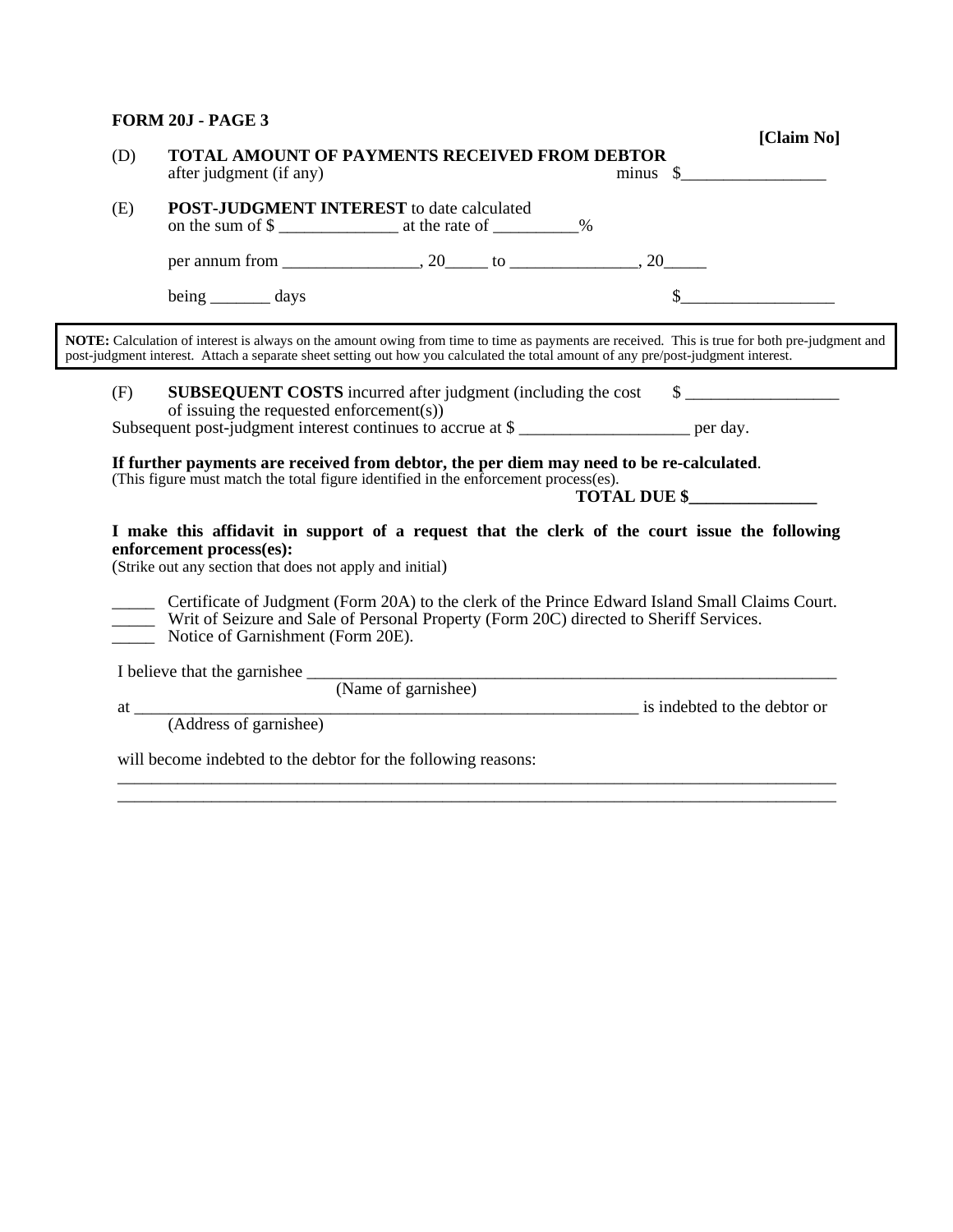**FORM 20J - PAGE 3**

**[Claim No]**

(D) **TOTAL AMOUNT OF PAYMENTS RECEIVED FROM DEBTOR** after judgment (if any) minus $_________________

(E) **POST-JUDGMENT INTEREST** to date calculated on the sum of $ ______________ at the rate of __________%

per annum from ________________, 20_____ to _______________, 20_____

being _______ days $__________________

**NOTE:** Calculation of interest is always on the amount owing from time to time as payments are received. This is true for both pre-judgment and post-judgment interest. Attach a separate sheet setting out how you calculated the total amount of any pre/post-judgment interest.

(F) **SUBSEQUENT COSTS** incurred after judgment (including the cost of issuing the requested enforcement(s)) $ __________________

Subsequent post-judgment interest continues to accrue at $ ____________________ per day.

**If further payments are received from debtor, the per diem may need to be re-calculated**.
(This figure must match the total figure identified in the enforcement process(es).

**TOTAL DUE $_______________**

**I make this affidavit in support of a request that the clerk of the court issue the following enforcement process(es):**
(Strike out any section that does not apply and initial)

_____ Certificate of Judgment (Form 20A) to the clerk of the Prince Edward Island Small Claims Court.
_____ Writ of Seizure and Sale of Personal Property (Form 20C) directed to Sheriff Services.
_____ Notice of Garnishment (Form 20E).

I believe that the garnishee ________________________________________________________________
(Name of garnishee)
at _____________________________________________________________ is indebted to the debtor or
(Address of garnishee)

will become indebted to the debtor for the following reasons:
_________________________________________________________________________________________
_________________________________________________________________________________________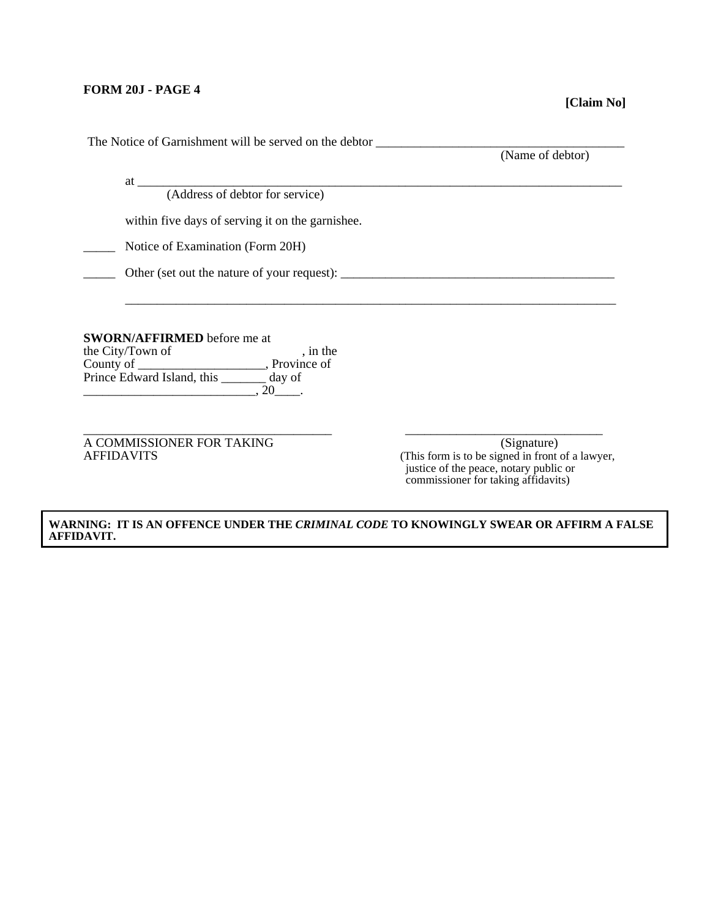**FORM 20J - PAGE 4**

**[Claim No]**

The Notice of Garnishment will be served on the debtor ________________________________________
(Name of debtor)

at ________________________________________________________________________________
(Address of debtor for service)

within five days of serving it on the garnishee.

_____ Notice of Examination (Form 20H)

_____ Other (set out the nature of your request): ____________________________________________

________________________________________________________________________________

**SWORN/AFFIRMED** before me at
the City/Town of , in the
County of ___________________, Province of
Prince Edward Island, this _______ day of
___________________________, 20____.

________________________________________
A COMMISSIONER FOR TAKING
AFFIDAVITS

________________________________
(Signature)
(This form is to be signed in front of a lawyer, justice of the peace, notary public or commissioner for taking affidavits)

**WARNING: IT IS AN OFFENCE UNDER THE *CRIMINAL CODE* TO KNOWINGLY SWEAR OR AFFIRM A FALSE AFFIDAVIT.**